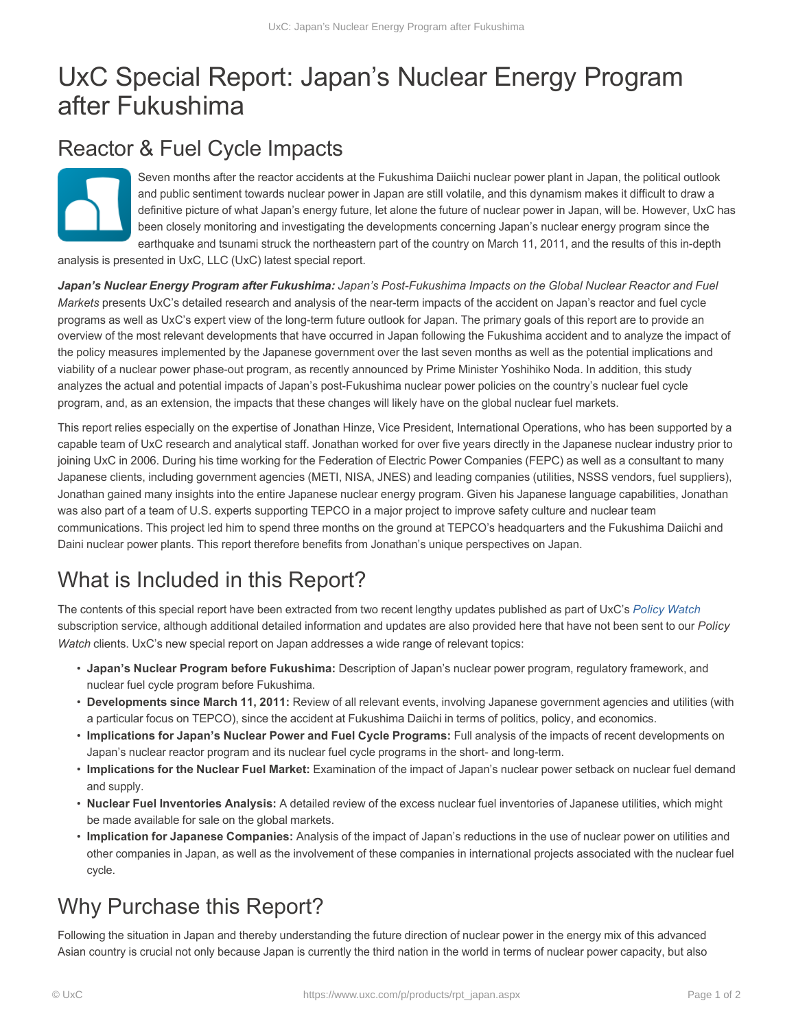# UxC Special Report: Japan's Nuclear Energy Program after Fukushima

## Reactor & Fuel Cycle Impacts

Seven months after the reactor accidents at the Fukushima Daiichi nuclear power plant in Japan, the political outlook and public sentiment towards nuclear power in Japan are still volatile, and this dynamism makes it difficult to draw a definitive picture of what Japan's energy future, let alone the future of nuclear power in Japan, will be. However, UxC has been closely monitoring and investigating the developments concerning Japan's nuclear energy program since the earthquake and tsunami struck the northeastern part of the country on March 11, 2011, and the results of this in-depth analysis is presented in UxC, LLC (UxC) latest special report.

***Japan's Nuclear Energy Program after Fukushima:*** *Japan's Post-Fukushima Impacts on the Global Nuclear Reactor and Fuel Markets* presents UxC's detailed research and analysis of the near-term impacts of the accident on Japan's reactor and fuel cycle programs as well as UxC's expert view of the long-term future outlook for Japan. The primary goals of this report are to provide an overview of the most relevant developments that have occurred in Japan following the Fukushima accident and to analyze the impact of the policy measures implemented by the Japanese government over the last seven months as well as the potential implications and viability of a nuclear power phase-out program, as recently announced by Prime Minister Yoshihiko Noda. In addition, this study analyzes the actual and potential impacts of Japan's post-Fukushima nuclear power policies on the country's nuclear fuel cycle program, and, as an extension, the impacts that these changes will likely have on the global nuclear fuel markets.

This report relies especially on the expertise of Jonathan Hinze, Vice President, International Operations, who has been supported by a capable team of UxC research and analytical staff. Jonathan worked for over five years directly in the Japanese nuclear industry prior to joining UxC in 2006. During his time working for the Federation of Electric Power Companies (FEPC) as well as a consultant to many Japanese clients, including government agencies (METI, NISA, JNES) and leading companies (utilities, NSSS vendors, fuel suppliers), Jonathan gained many insights into the entire Japanese nuclear energy program. Given his Japanese language capabilities, Jonathan was also part of a team of U.S. experts supporting TEPCO in a major project to improve safety culture and nuclear team communications. This project led him to spend three months on the ground at TEPCO's headquarters and the Fukushima Daiichi and Daini nuclear power plants. This report therefore benefits from Jonathan's unique perspectives on Japan.

## What is Included in this Report?

The contents of this special report have been extracted from two recent lengthy updates published as part of UxC's *Policy Watch* subscription service, although additional detailed information and updates are also provided here that have not been sent to our *Policy Watch* clients. UxC's new special report on Japan addresses a wide range of relevant topics:

- **Japan's Nuclear Program before Fukushima:** Description of Japan's nuclear power program, regulatory framework, and nuclear fuel cycle program before Fukushima.
- **Developments since March 11, 2011:** Review of all relevant events, involving Japanese government agencies and utilities (with a particular focus on TEPCO), since the accident at Fukushima Daiichi in terms of politics, policy, and economics.
- **Implications for Japan's Nuclear Power and Fuel Cycle Programs:** Full analysis of the impacts of recent developments on Japan's nuclear reactor program and its nuclear fuel cycle programs in the short- and long-term.
- **Implications for the Nuclear Fuel Market:** Examination of the impact of Japan's nuclear power setback on nuclear fuel demand and supply.
- **Nuclear Fuel Inventories Analysis:** A detailed review of the excess nuclear fuel inventories of Japanese utilities, which might be made available for sale on the global markets.
- **Implication for Japanese Companies:** Analysis of the impact of Japan's reductions in the use of nuclear power on utilities and other companies in Japan, as well as the involvement of these companies in international projects associated with the nuclear fuel cycle.

## Why Purchase this Report?

Following the situation in Japan and thereby understanding the future direction of nuclear power in the energy mix of this advanced Asian country is crucial not only because Japan is currently the third nation in the world in terms of nuclear power capacity, but also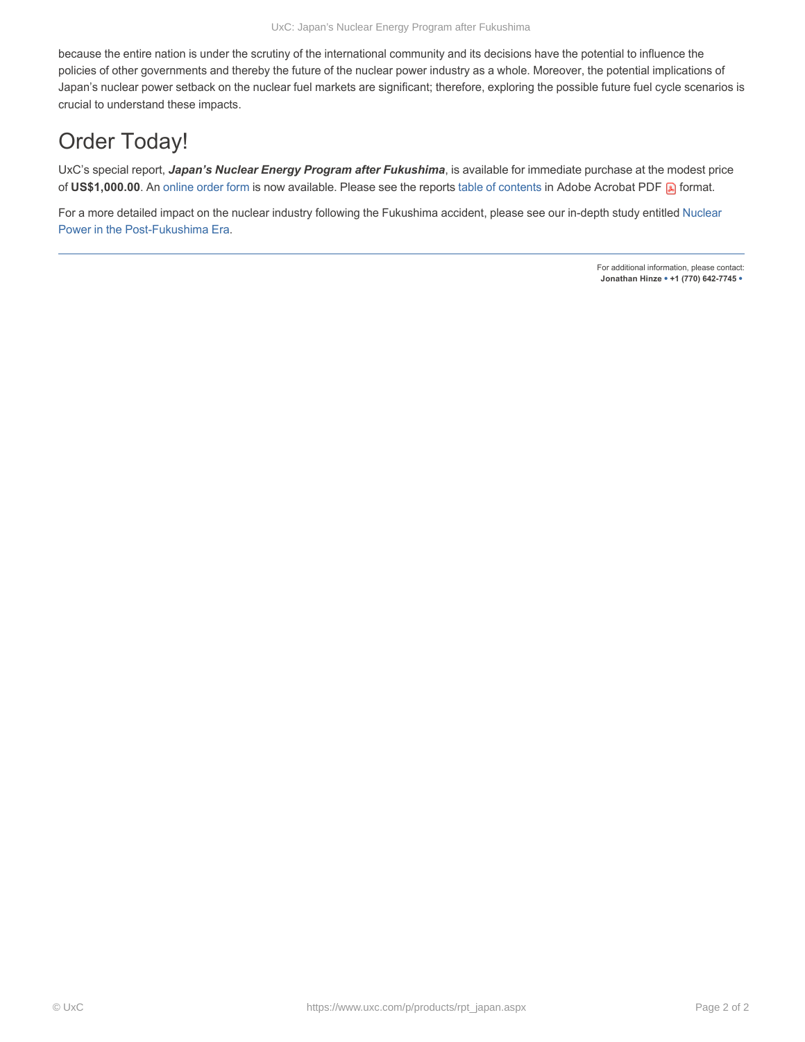because the entire nation is under the scrutiny of the international community and its decisions have the potential to influence the policies of other governments and thereby the future of the nuclear power industry as a whole. Moreover, the potential implications of Japan's nuclear power setback on the nuclear fuel markets are significant; therefore, exploring the possible future fuel cycle scenarios is crucial to understand these impacts.

## Order Today!

UxC's special report, ***Japan's Nuclear Energy Program after Fukushima***, is available for immediate purchase at the modest price of **US$1,000.00**. An online order form is now available. Please see the reports table of contents in Adobe Acrobat PDF format.

For a more detailed impact on the nuclear industry following the Fukushima accident, please see our in-depth study entitled Nuclear Power in the Post-Fukushima Era.

---

For additional information, please contact:
**Jonathan Hinze • +1 (770) 642-7745 •**